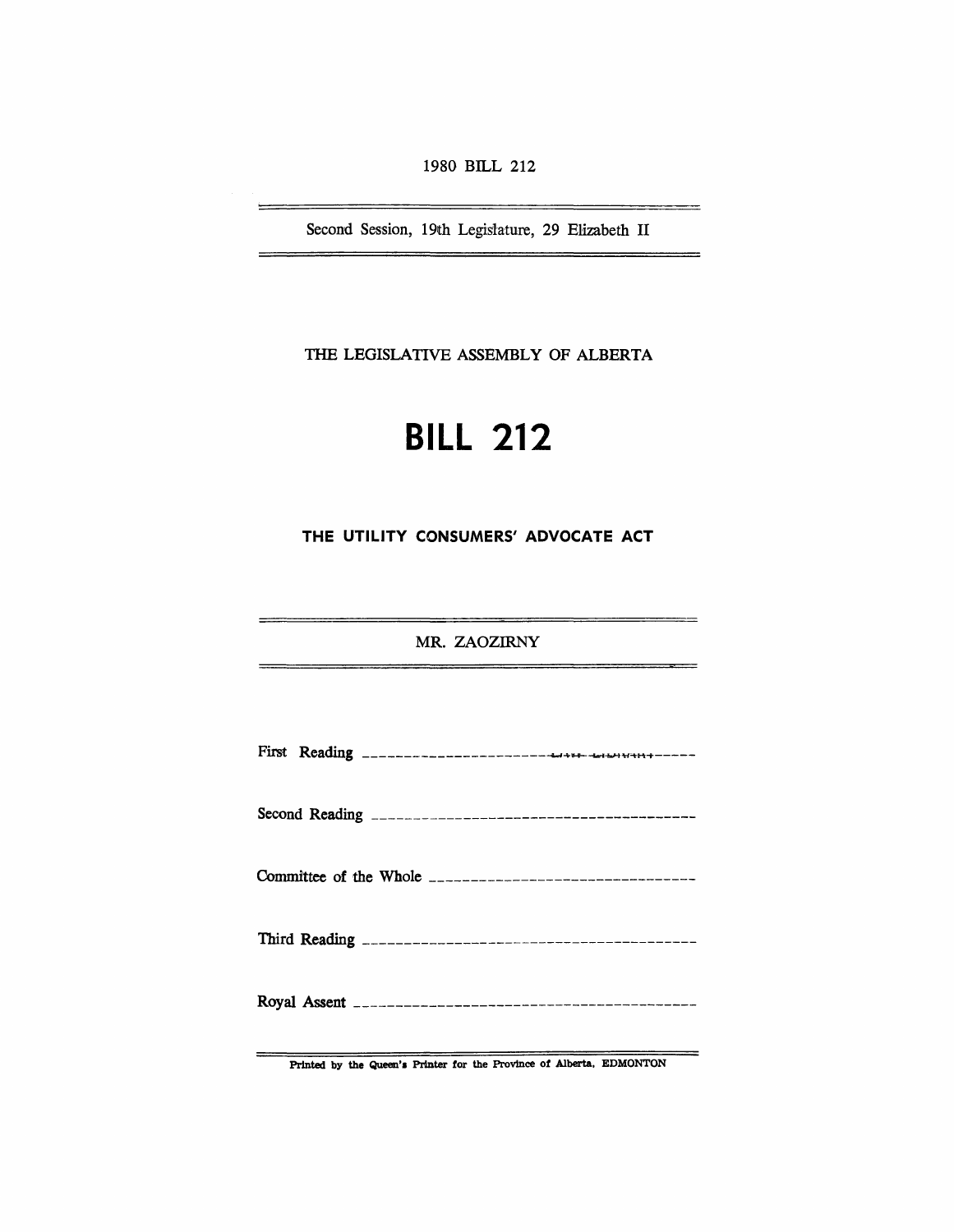1980 BILL 212

---

Second Session, 19th Legislature, 29 Elizabeth II

---

THE LEGISLATIVE ASSEMBLY OF ALBERTA

# BILL 212

## THE UTILITY CONSUMERS' ADVOCATE ACT

---

MR. ZAOZIRNY

---

First Reading ----------------------------------------

Second Reading ----------------------------------------

Committee of the Whole ----------------------------------------

Third Reading ----------------------------------------

Royal Assent ----------------------------------------

---

Printed by the Queen's Printer for the Province of Alberta, EDMONTON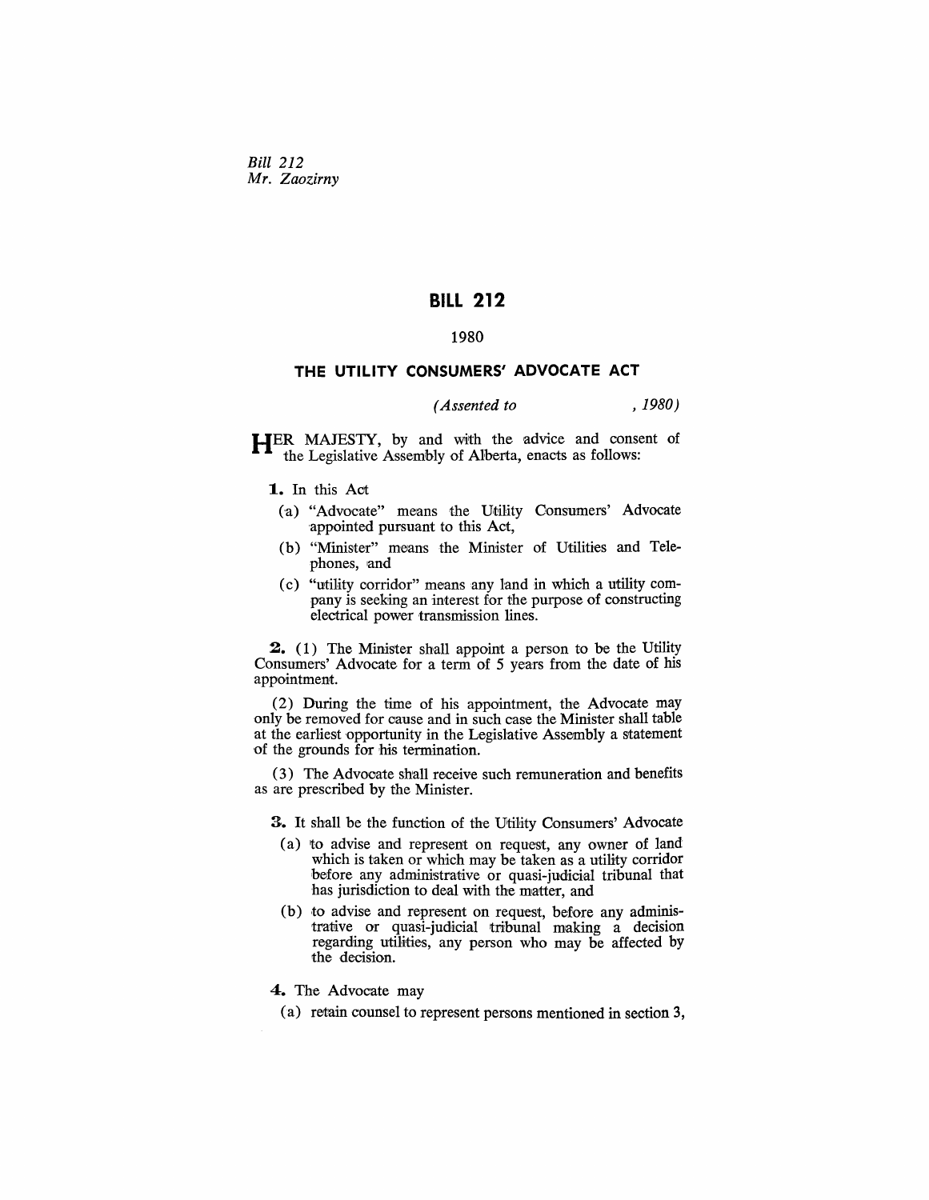*Bill 212*
*Mr. Zaozirny*

# BILL 212

1980

## THE UTILITY CONSUMERS' ADVOCATE ACT

*(Assented to , 1980)*

HER MAJESTY, by and with the advice and consent of the Legislative Assembly of Alberta, enacts as follows:

**1.** In this Act

(a) "Advocate" means the Utility Consumers' Advocate appointed pursuant to this Act,

(b) "Minister" means the Minister of Utilities and Telephones, and

(c) "utility corridor" means any land in which a utility company is seeking an interest for the purpose of constructing electrical power transmission lines.

**2.** (1) The Minister shall appoint a person to be the Utility Consumers' Advocate for a term of 5 years from the date of his appointment.

(2) During the time of his appointment, the Advocate may only be removed for cause and in such case the Minister shall table at the earliest opportunity in the Legislative Assembly a statement of the grounds for his termination.

(3) The Advocate shall receive such remuneration and benefits as are prescribed by the Minister.

**3.** It shall be the function of the Utility Consumers' Advocate

(a) to advise and represent on request, any owner of land which is taken or which may be taken as a utility corridor before any administrative or quasi-judicial tribunal that has jurisdiction to deal with the matter, and

(b) to advise and represent on request, before any administrative or quasi-judicial tribunal making a decision regarding utilities, any person who may be affected by the decision.

**4.** The Advocate may

(a) retain counsel to represent persons mentioned in section 3,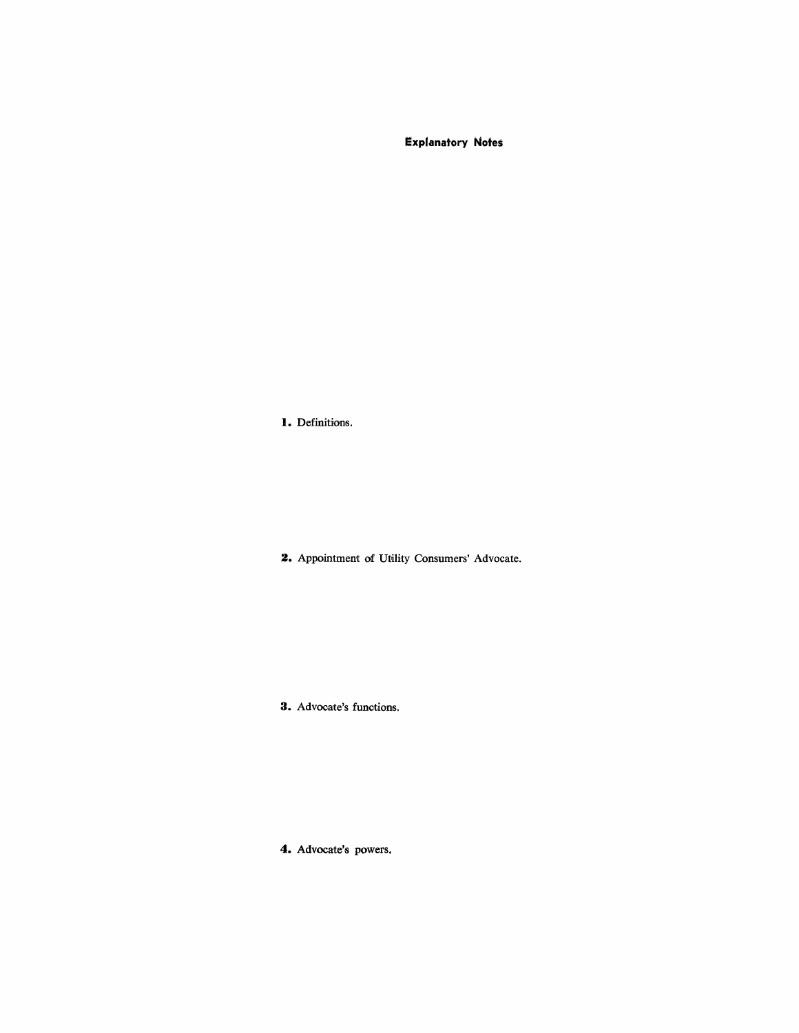## Explanatory Notes

**1.** Definitions.

**2.** Appointment of Utility Consumers' Advocate.

**3.** Advocate's functions.

**4.** Advocate's powers.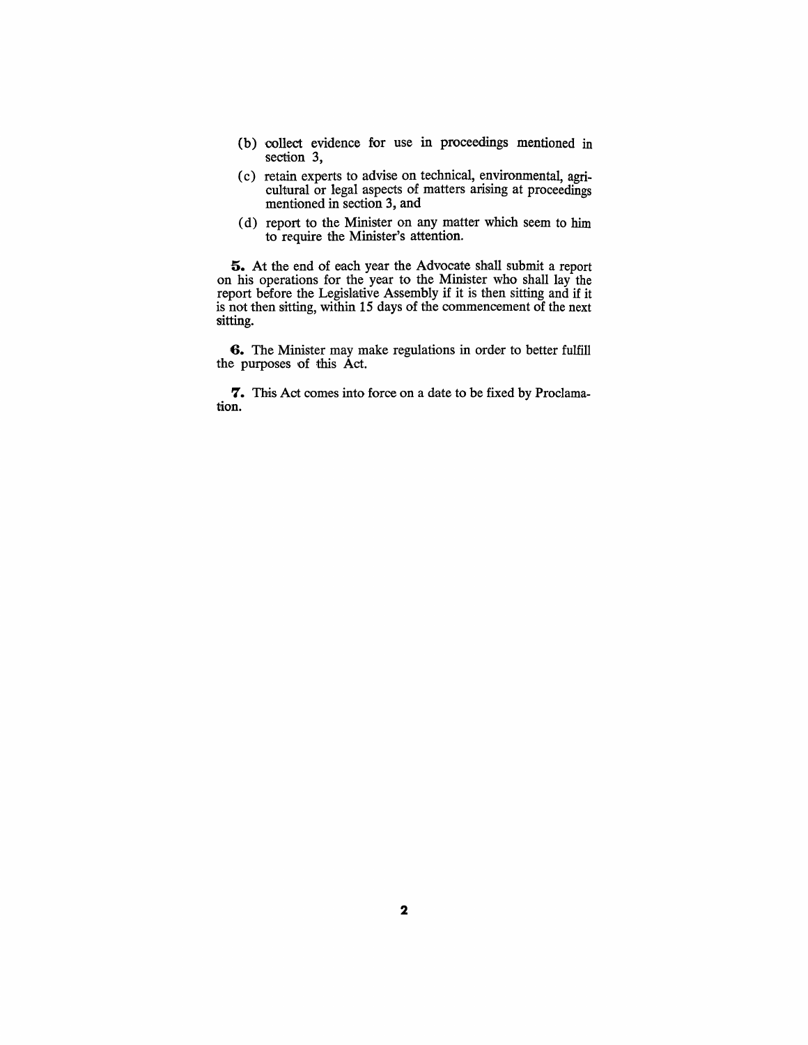(b) collect evidence for use in proceedings mentioned in section 3,

(c) retain experts to advise on technical, environmental, agricultural or legal aspects of matters arising at proceedings mentioned in section 3, and

(d) report to the Minister on any matter which seem to him to require the Minister's attention.

**5.** At the end of each year the Advocate shall submit a report on his operations for the year to the Minister who shall lay the report before the Legislative Assembly if it is then sitting and if it is not then sitting, within 15 days of the commencement of the next sitting.

**6.** The Minister may make regulations in order to better fulfill the purposes of this Act.

**7.** This Act comes into force on a date to be fixed by Proclamation.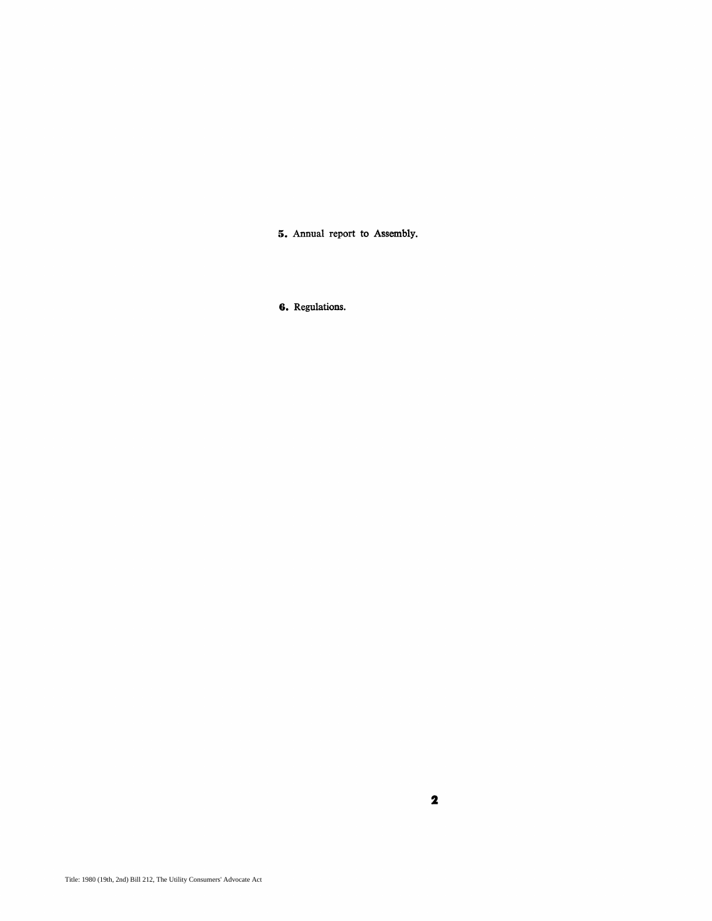**5.** Annual report to Assembly.

**6.** Regulations.